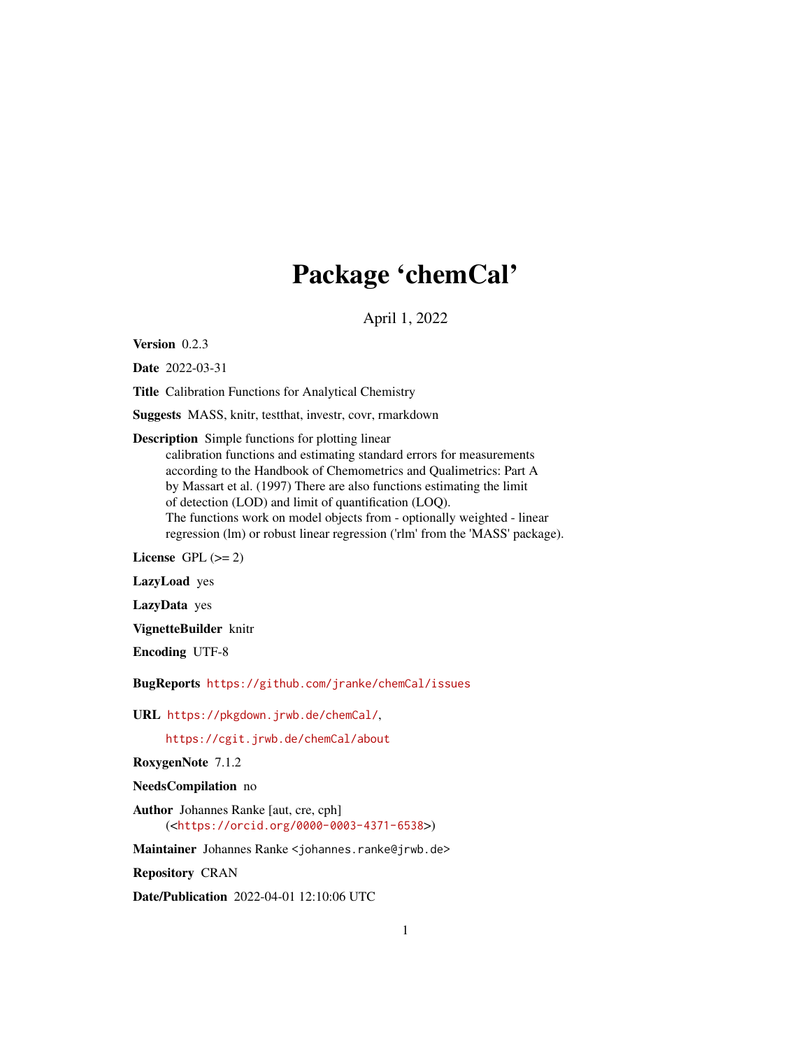# Package 'chemCal'

April 1, 2022

**Version** 0.2.3

**Date** 2022-03-31

**Title** Calibration Functions for Analytical Chemistry

**Suggests** MASS, knitr, testthat, investr, covr, rmarkdown

**Description** Simple functions for plotting linear
calibration functions and estimating standard errors for measurements
according to the Handbook of Chemometrics and Qualimetrics: Part A
by Massart et al. (1997) There are also functions estimating the limit
of detection (LOD) and limit of quantification (LOQ).
The functions work on model objects from - optionally weighted - linear
regression (lm) or robust linear regression ('rlm' from the 'MASS' package).

**License** GPL (>= 2)

**LazyLoad** yes

**LazyData** yes

**VignetteBuilder** knitr

**Encoding** UTF-8

**BugReports** https://github.com/jranke/chemCal/issues

**URL** https://pkgdown.jrwb.de/chemCal/,
https://cgit.jrwb.de/chemCal/about

**RoxygenNote** 7.1.2

**NeedsCompilation** no

**Author** Johannes Ranke [aut, cre, cph]
(<https://orcid.org/0000-0003-4371-6538>)

**Maintainer** Johannes Ranke <johannes.ranke@jrwb.de>

**Repository** CRAN

**Date/Publication** 2022-04-01 12:10:06 UTC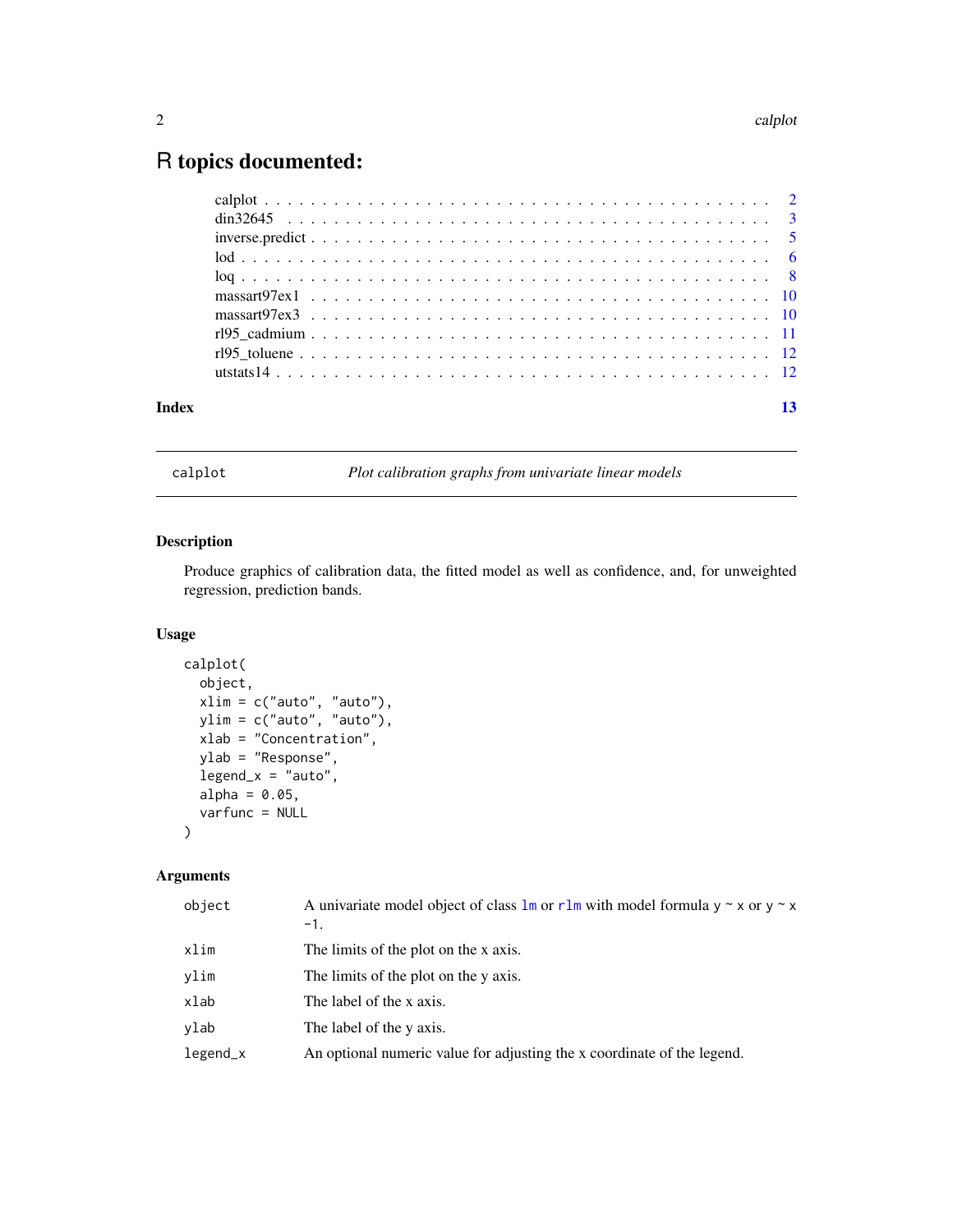# R topics documented:

- calplot . . . . . 2
- din32645 . . . . . 3
- inverse.predict . . . . . 5
- lod . . . . . 6
- loq . . . . . 8
- massart97ex1 . . . . . 10
- massart97ex3 . . . . . 10
- rl95_cadmium . . . . . 11
- rl95_toluene . . . . . 12
- utstats14 . . . . . 12

**Index** 13

---

## calplot — *Plot calibration graphs from univariate linear models*

### Description

Produce graphics of calibration data, the fitted model as well as confidence, and, for unweighted regression, prediction bands.

### Usage

```
calplot(
  object,
  xlim = c("auto", "auto"),
  ylim = c("auto", "auto"),
  xlab = "Concentration",
  ylab = "Response",
  legend_x = "auto",
  alpha = 0.05,
  varfunc = NULL
)
```

### Arguments

| | |
|---|---|
| `object` | A univariate model object of class `lm` or `rlm` with model formula `y ~ x` or `y ~ x -1`. |
| `xlim` | The limits of the plot on the x axis. |
| `ylim` | The limits of the plot on the y axis. |
| `xlab` | The label of the x axis. |
| `ylab` | The label of the y axis. |
| `legend_x` | An optional numeric value for adjusting the x coordinate of the legend. |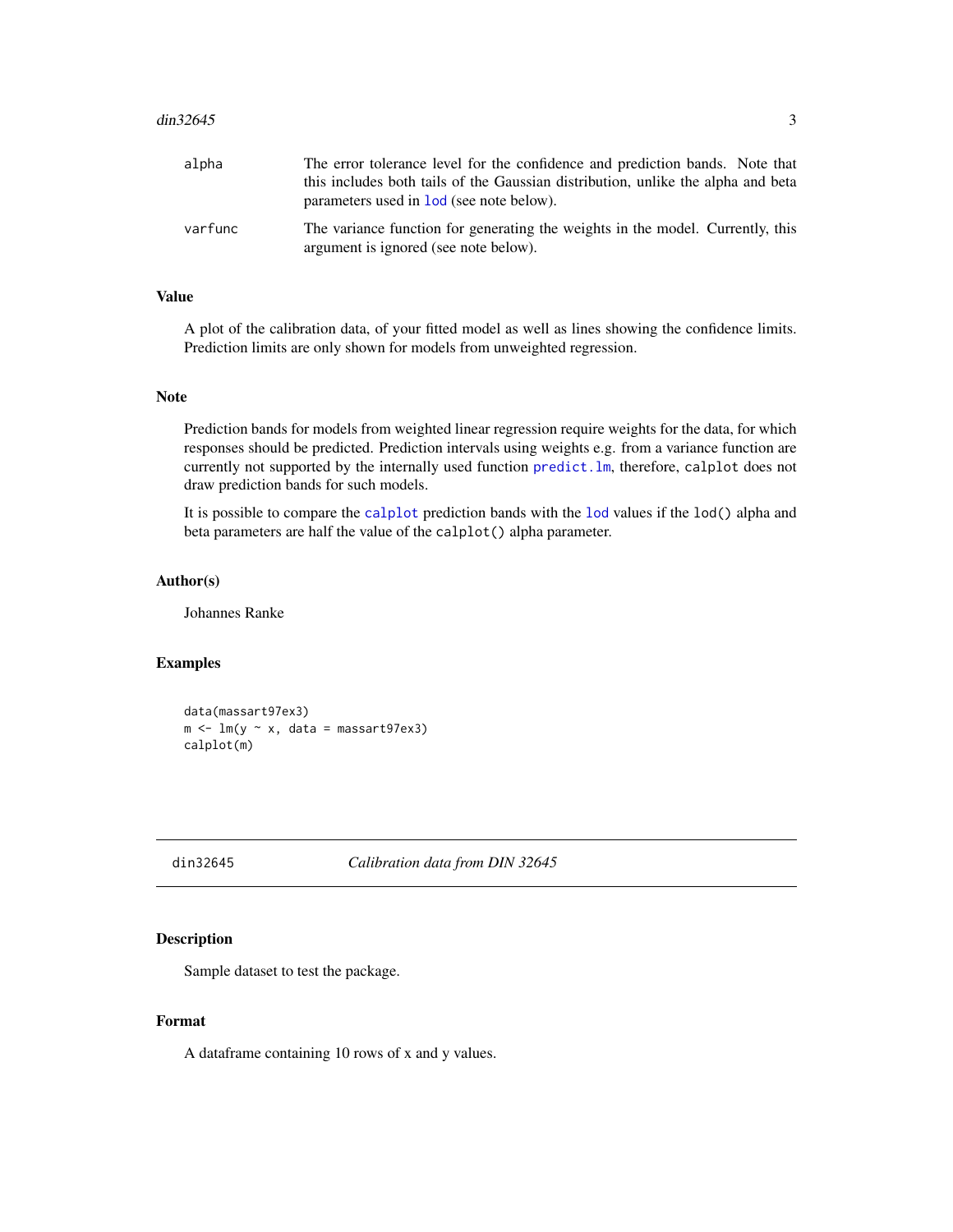| | |
|---|---|
| alpha | The error tolerance level for the confidence and prediction bands. Note that this includes both tails of the Gaussian distribution, unlike the alpha and beta parameters used in `lod` (see note below). |
| varfunc | The variance function for generating the weights in the model. Currently, this argument is ignored (see note below). |

### Value

A plot of the calibration data, of your fitted model as well as lines showing the confidence limits. Prediction limits are only shown for models from unweighted regression.

### Note

Prediction bands for models from weighted linear regression require weights for the data, for which responses should be predicted. Prediction intervals using weights e.g. from a variance function are currently not supported by the internally used function `predict.lm`, therefore, `calplot` does not draw prediction bands for such models.

It is possible to compare the `calplot` prediction bands with the `lod` values if the `lod()` alpha and beta parameters are half the value of the `calplot()` alpha parameter.

### Author(s)

Johannes Ranke

### Examples

```
data(massart97ex3)
m <- lm(y ~ x, data = massart97ex3)
calplot(m)
```

---

## din32645 — *Calibration data from DIN 32645*

---

### Description

Sample dataset to test the package.

### Format

A dataframe containing 10 rows of x and y values.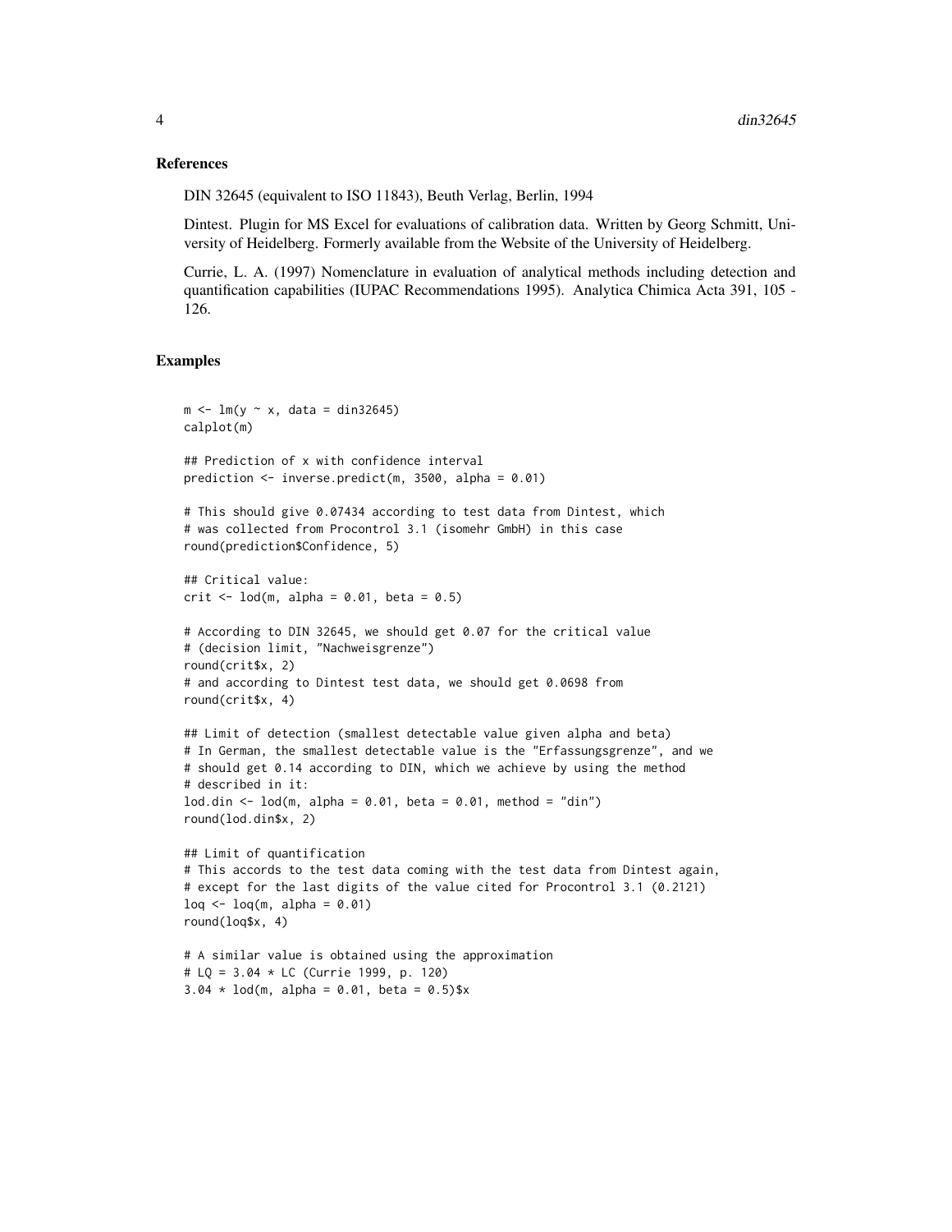## References

DIN 32645 (equivalent to ISO 11843), Beuth Verlag, Berlin, 1994

Dintest. Plugin for MS Excel for evaluations of calibration data. Written by Georg Schmitt, University of Heidelberg. Formerly available from the Website of the University of Heidelberg.

Currie, L. A. (1997) Nomenclature in evaluation of analytical methods including detection and quantification capabilities (IUPAC Recommendations 1995). Analytica Chimica Acta 391, 105 - 126.

## Examples

```
m <- lm(y ~ x, data = din32645)
calplot(m)

## Prediction of x with confidence interval
prediction <- inverse.predict(m, 3500, alpha = 0.01)

# This should give 0.07434 according to test data from Dintest, which
# was collected from Procontrol 3.1 (isomehr GmbH) in this case
round(prediction$Confidence, 5)

## Critical value:
crit <- lod(m, alpha = 0.01, beta = 0.5)

# According to DIN 32645, we should get 0.07 for the critical value
# (decision limit, "Nachweisgrenze")
round(crit$x, 2)
# and according to Dintest test data, we should get 0.0698 from
round(crit$x, 4)

## Limit of detection (smallest detectable value given alpha and beta)
# In German, the smallest detectable value is the "Erfassungsgrenze", and we
# should get 0.14 according to DIN, which we achieve by using the method
# described in it:
lod.din <- lod(m, alpha = 0.01, beta = 0.01, method = "din")
round(lod.din$x, 2)

## Limit of quantification
# This accords to the test data coming with the test data from Dintest again,
# except for the last digits of the value cited for Procontrol 3.1 (0.2121)
loq <- loq(m, alpha = 0.01)
round(loq$x, 4)

# A similar value is obtained using the approximation
# LQ = 3.04 * LC (Currie 1999, p. 120)
3.04 * lod(m, alpha = 0.01, beta = 0.5)$x
```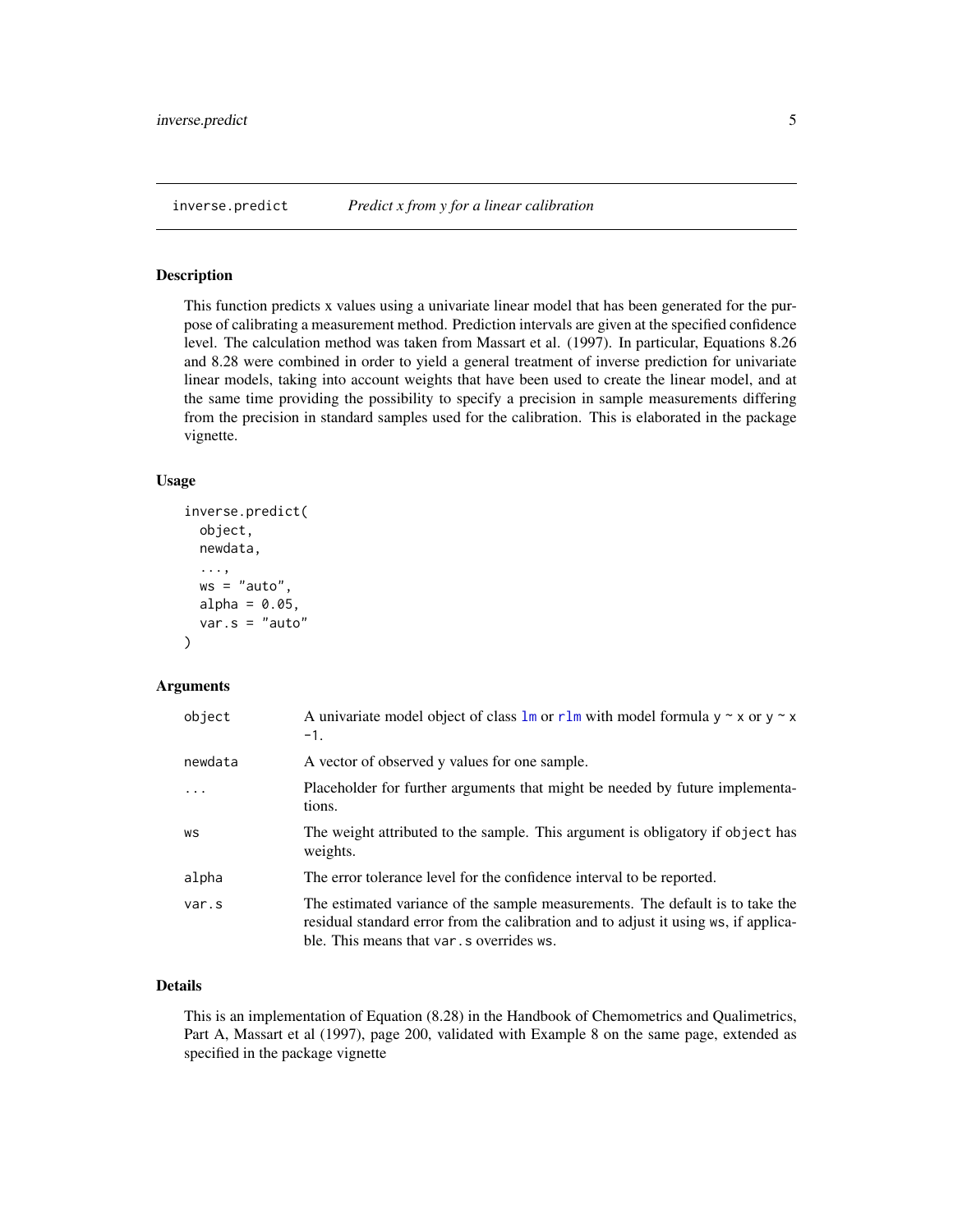## inverse.predict    *Predict x from y for a linear calibration*

### Description

This function predicts x values using a univariate linear model that has been generated for the purpose of calibrating a measurement method. Prediction intervals are given at the specified confidence level. The calculation method was taken from Massart et al. (1997). In particular, Equations 8.26 and 8.28 were combined in order to yield a general treatment of inverse prediction for univariate linear models, taking into account weights that have been used to create the linear model, and at the same time providing the possibility to specify a precision in sample measurements differing from the precision in standard samples used for the calibration. This is elaborated in the package vignette.

### Usage

```
inverse.predict(
  object,
  newdata,
  ...,
  ws = "auto",
  alpha = 0.05,
  var.s = "auto"
)
```

### Arguments

| | |
|---|---|
| object | A univariate model object of class lm or rlm with model formula y ~ x or y ~ x -1. |
| newdata | A vector of observed y values for one sample. |
| ... | Placeholder for further arguments that might be needed by future implementations. |
| ws | The weight attributed to the sample. This argument is obligatory if object has weights. |
| alpha | The error tolerance level for the confidence interval to be reported. |
| var.s | The estimated variance of the sample measurements. The default is to take the residual standard error from the calibration and to adjust it using ws, if applicable. This means that var.s overrides ws. |

### Details

This is an implementation of Equation (8.28) in the Handbook of Chemometrics and Qualimetrics, Part A, Massart et al (1997), page 200, validated with Example 8 on the same page, extended as specified in the package vignette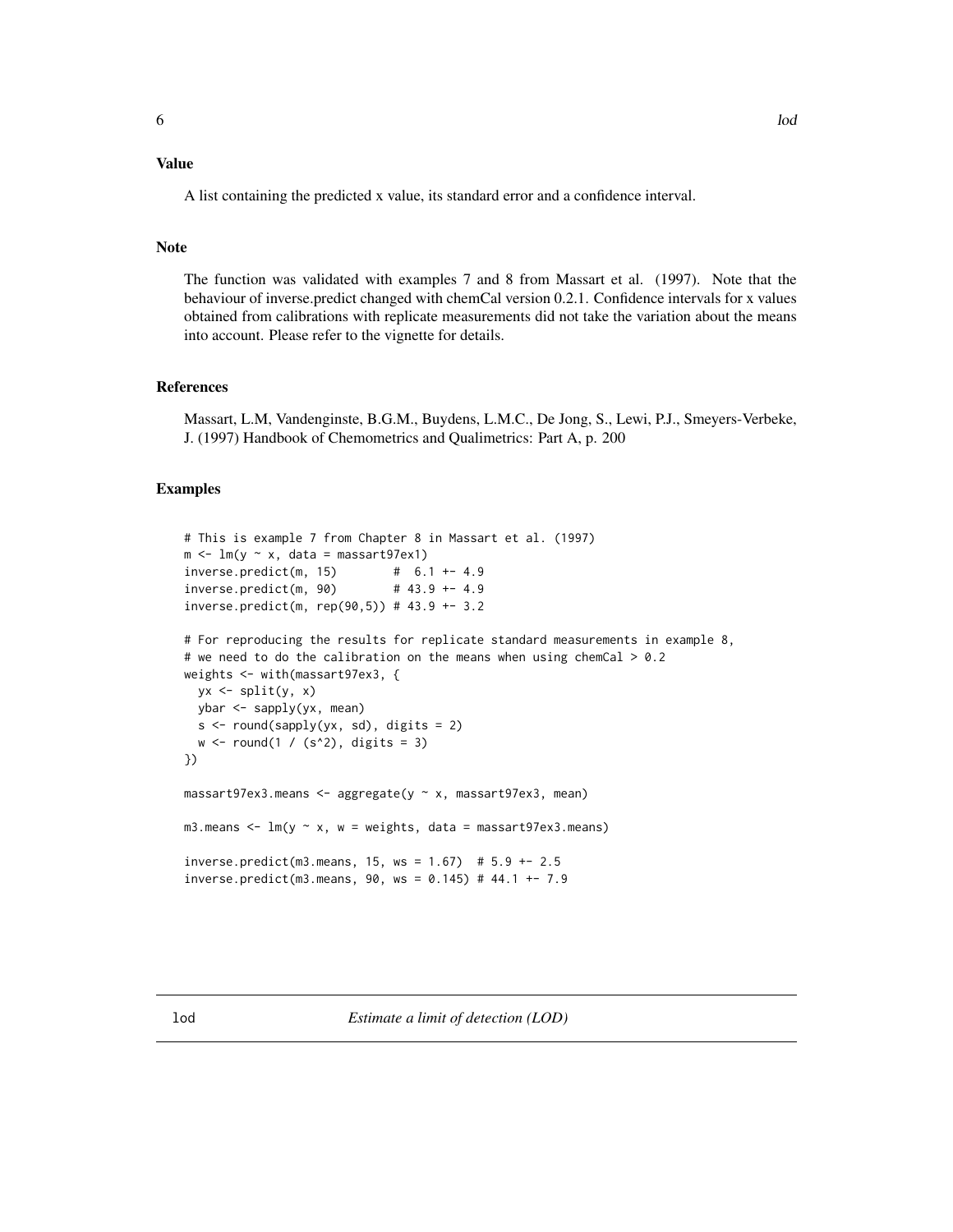## Value

A list containing the predicted x value, its standard error and a confidence interval.

## Note

The function was validated with examples 7 and 8 from Massart et al. (1997). Note that the behaviour of inverse.predict changed with chemCal version 0.2.1. Confidence intervals for x values obtained from calibrations with replicate measurements did not take the variation about the means into account. Please refer to the vignette for details.

## References

Massart, L.M, Vandenginste, B.G.M., Buydens, L.M.C., De Jong, S., Lewi, P.J., Smeyers-Verbeke, J. (1997) Handbook of Chemometrics and Qualimetrics: Part A, p. 200

## Examples

```
# This is example 7 from Chapter 8 in Massart et al. (1997)
m <- lm(y ~ x, data = massart97ex1)
inverse.predict(m, 15)        #  6.1 +- 4.9
inverse.predict(m, 90)        # 43.9 +- 4.9
inverse.predict(m, rep(90,5)) # 43.9 +- 3.2

# For reproducing the results for replicate standard measurements in example 8,
# we need to do the calibration on the means when using chemCal > 0.2
weights <- with(massart97ex3, {
  yx <- split(y, x)
  ybar <- sapply(yx, mean)
  s <- round(sapply(yx, sd), digits = 2)
  w <- round(1 / (s^2), digits = 3)
})

massart97ex3.means <- aggregate(y ~ x, massart97ex3, mean)

m3.means <- lm(y ~ x, w = weights, data = massart97ex3.means)

inverse.predict(m3.means, 15, ws = 1.67)  # 5.9 +- 2.5
inverse.predict(m3.means, 90, ws = 0.145) # 44.1 +- 7.9
```

---

# lod — *Estimate a limit of detection (LOD)*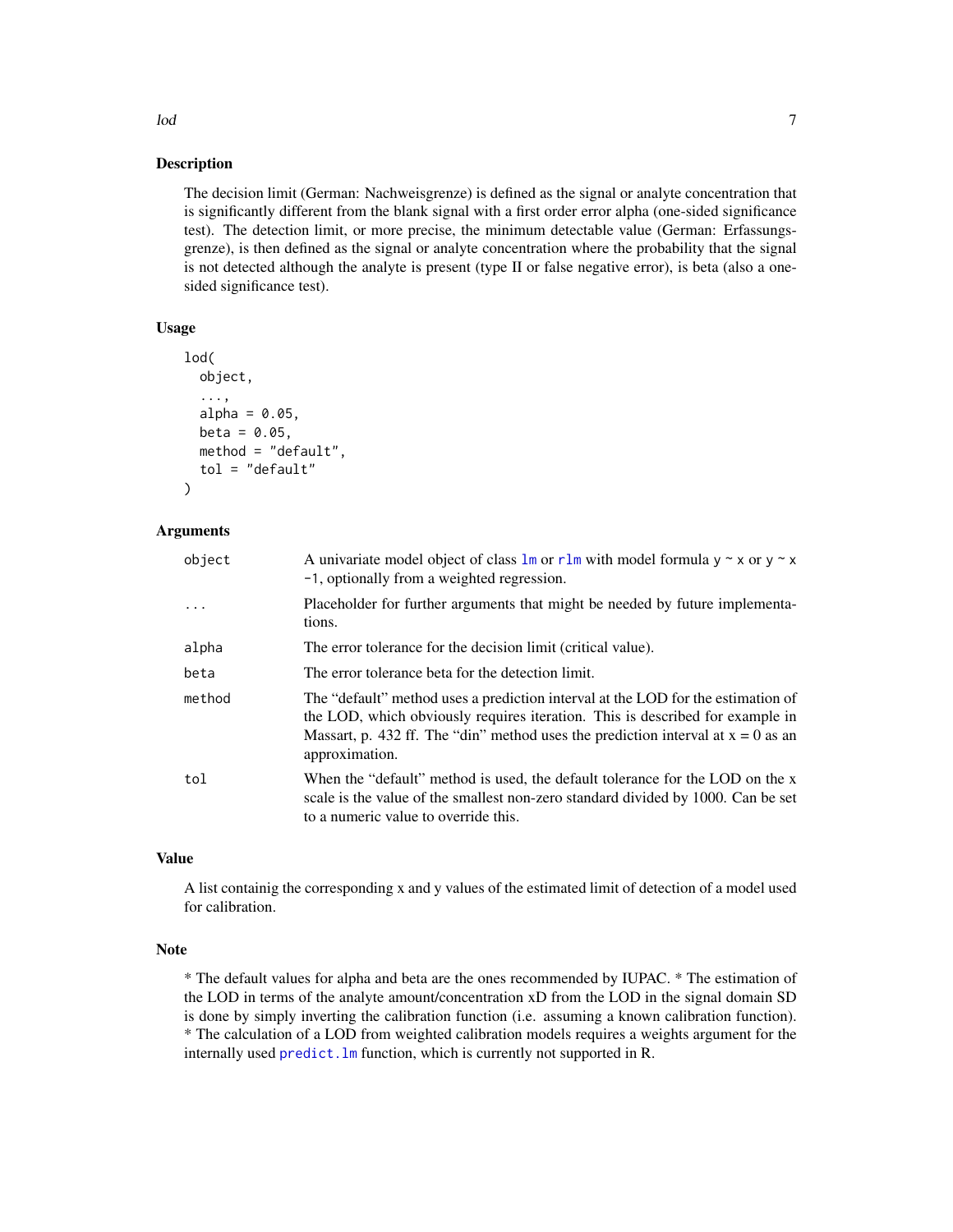## Description

The decision limit (German: Nachweisgrenze) is defined as the signal or analyte concentration that is significantly different from the blank signal with a first order error alpha (one-sided significance test). The detection limit, or more precise, the minimum detectable value (German: Erfassungsgrenze), is then defined as the signal or analyte concentration where the probability that the signal is not detected although the analyte is present (type II or false negative error), is beta (also a one-sided significance test).

## Usage

```
lod(
  object,
  ...,
  alpha = 0.05,
  beta = 0.05,
  method = "default",
  tol = "default"
)
```

## Arguments

| | |
|---|---|
| object | A univariate model object of class `lm` or `rlm` with model formula `y ~ x` or `y ~ x -1`, optionally from a weighted regression. |
| ... | Placeholder for further arguments that might be needed by future implementations. |
| alpha | The error tolerance for the decision limit (critical value). |
| beta | The error tolerance beta for the detection limit. |
| method | The "default" method uses a prediction interval at the LOD for the estimation of the LOD, which obviously requires iteration. This is described for example in Massart, p. 432 ff. The "din" method uses the prediction interval at x = 0 as an approximation. |
| tol | When the "default" method is used, the default tolerance for the LOD on the x scale is the value of the smallest non-zero standard divided by 1000. Can be set to a numeric value to override this. |

## Value

A list containig the corresponding x and y values of the estimated limit of detection of a model used for calibration.

## Note

* The default values for alpha and beta are the ones recommended by IUPAC. * The estimation of the LOD in terms of the analyte amount/concentration xD from the LOD in the signal domain SD is done by simply inverting the calibration function (i.e. assuming a known calibration function). * The calculation of a LOD from weighted calibration models requires a weights argument for the internally used `predict.lm` function, which is currently not supported in R.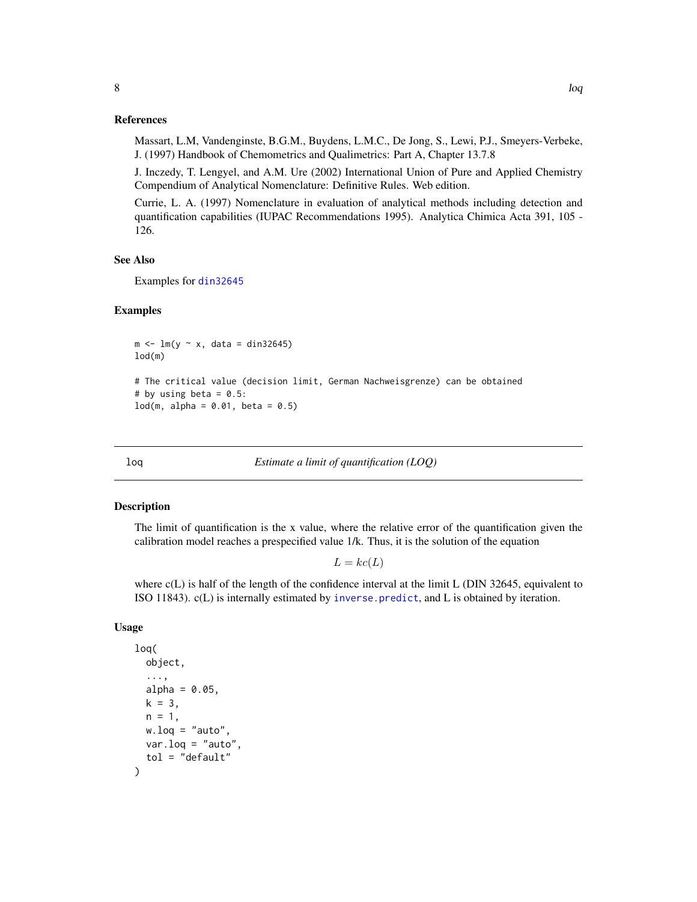### References

Massart, L.M, Vandenginste, B.G.M., Buydens, L.M.C., De Jong, S., Lewi, P.J., Smeyers-Verbeke, J. (1997) Handbook of Chemometrics and Qualimetrics: Part A, Chapter 13.7.8

J. Inczedy, T. Lengyel, and A.M. Ure (2002) International Union of Pure and Applied Chemistry Compendium of Analytical Nomenclature: Definitive Rules. Web edition.

Currie, L. A. (1997) Nomenclature in evaluation of analytical methods including detection and quantification capabilities (IUPAC Recommendations 1995). Analytica Chimica Acta 391, 105 - 126.

### See Also

Examples for din32645

### Examples

```
m <- lm(y ~ x, data = din32645)
lod(m)

# The critical value (decision limit, German Nachweisgrenze) can be obtained
# by using beta = 0.5:
lod(m, alpha = 0.01, beta = 0.5)
```

## loq — *Estimate a limit of quantification (LOQ)*

### Description

The limit of quantification is the x value, where the relative error of the quantification given the calibration model reaches a prespecified value 1/k. Thus, it is the solution of the equation

$$L = kc(L)$$

where c(L) is half of the length of the confidence interval at the limit L (DIN 32645, equivalent to ISO 11843). c(L) is internally estimated by inverse.predict, and L is obtained by iteration.

### Usage

```
loq(
  object,
  ...,
  alpha = 0.05,
  k = 3,
  n = 1,
  w.loq = "auto",
  var.loq = "auto",
  tol = "default"
)
```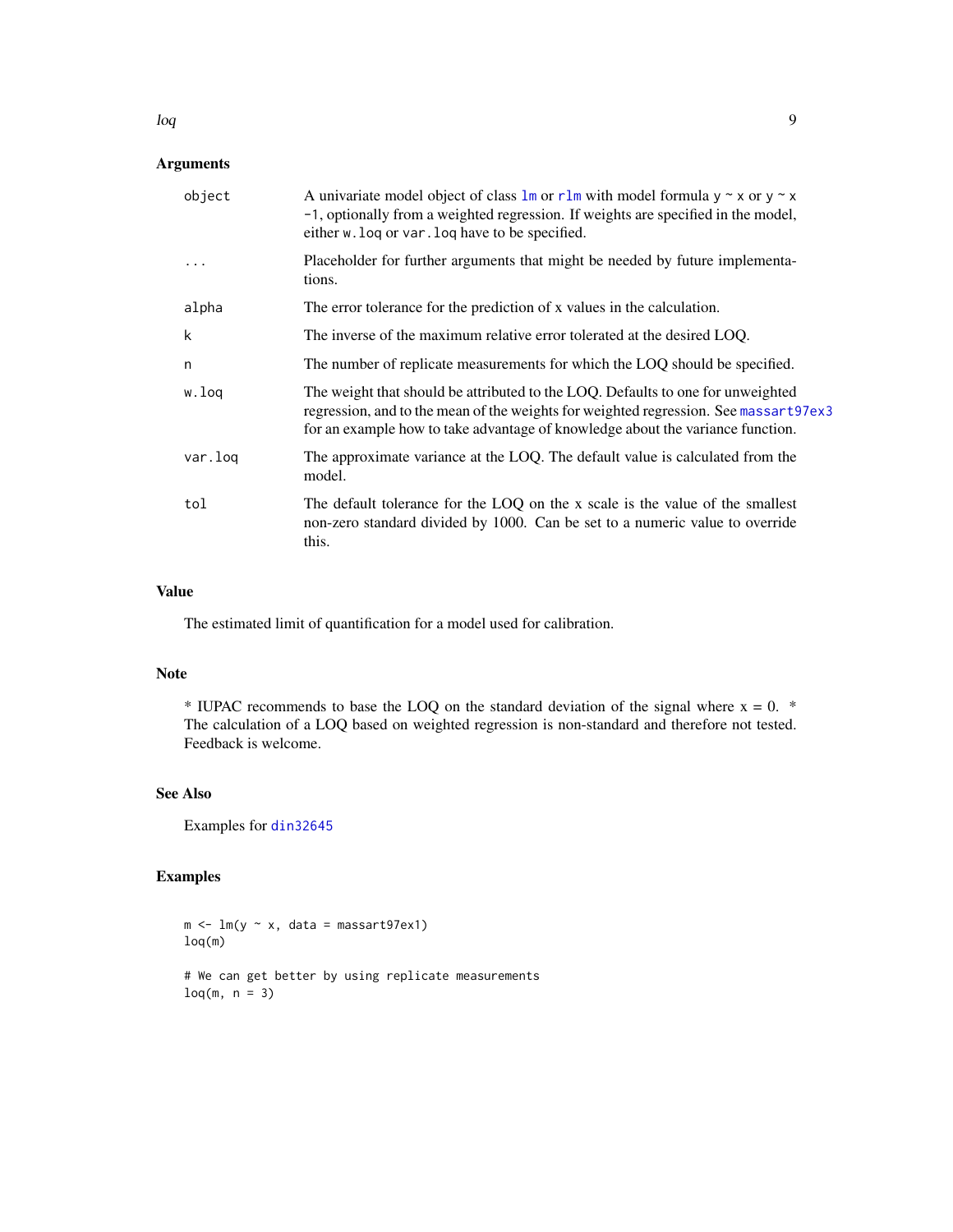## Arguments

| | |
|---|---|
| `object` | A univariate model object of class `lm` or `rlm` with model formula `y ~ x` or `y ~ x -1`, optionally from a weighted regression. If weights are specified in the model, either `w.loq` or `var.loq` have to be specified. |
| `...` | Placeholder for further arguments that might be needed by future implementations. |
| `alpha` | The error tolerance for the prediction of x values in the calculation. |
| `k` | The inverse of the maximum relative error tolerated at the desired LOQ. |
| `n` | The number of replicate measurements for which the LOQ should be specified. |
| `w.loq` | The weight that should be attributed to the LOQ. Defaults to one for unweighted regression, and to the mean of the weights for weighted regression. See `massart97ex3` for an example how to take advantage of knowledge about the variance function. |
| `var.loq` | The approximate variance at the LOQ. The default value is calculated from the model. |
| `tol` | The default tolerance for the LOQ on the x scale is the value of the smallest non-zero standard divided by 1000. Can be set to a numeric value to override this. |

## Value

The estimated limit of quantification for a model used for calibration.

## Note

* IUPAC recommends to base the LOQ on the standard deviation of the signal where x = 0. * The calculation of a LOQ based on weighted regression is non-standard and therefore not tested. Feedback is welcome.

## See Also

Examples for `din32645`

## Examples

```
m <- lm(y ~ x, data = massart97ex1)
loq(m)

# We can get better by using replicate measurements
loq(m, n = 3)
```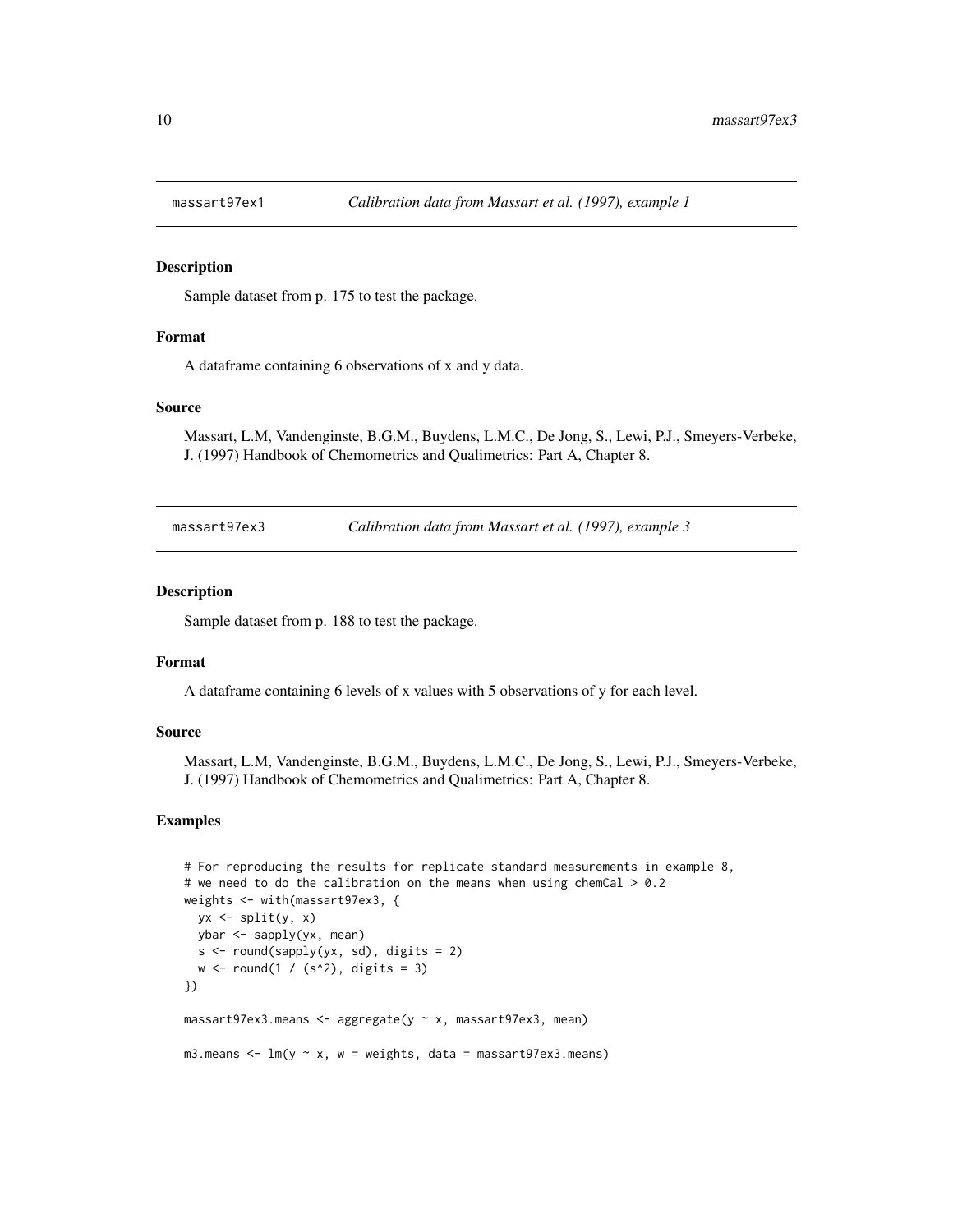## massart97ex1 — *Calibration data from Massart et al. (1997), example 1*

### Description

Sample dataset from p. 175 to test the package.

### Format

A dataframe containing 6 observations of x and y data.

### Source

Massart, L.M, Vandenginste, B.G.M., Buydens, L.M.C., De Jong, S., Lewi, P.J., Smeyers-Verbeke, J. (1997) Handbook of Chemometrics and Qualimetrics: Part A, Chapter 8.

## massart97ex3 — *Calibration data from Massart et al. (1997), example 3*

### Description

Sample dataset from p. 188 to test the package.

### Format

A dataframe containing 6 levels of x values with 5 observations of y for each level.

### Source

Massart, L.M, Vandenginste, B.G.M., Buydens, L.M.C., De Jong, S., Lewi, P.J., Smeyers-Verbeke, J. (1997) Handbook of Chemometrics and Qualimetrics: Part A, Chapter 8.

### Examples

```
# For reproducing the results for replicate standard measurements in example 8,
# we need to do the calibration on the means when using chemCal > 0.2
weights <- with(massart97ex3, {
  yx <- split(y, x)
  ybar <- sapply(yx, mean)
  s <- round(sapply(yx, sd), digits = 2)
  w <- round(1 / (s^2), digits = 3)
})

massart97ex3.means <- aggregate(y ~ x, massart97ex3, mean)

m3.means <- lm(y ~ x, w = weights, data = massart97ex3.means)
```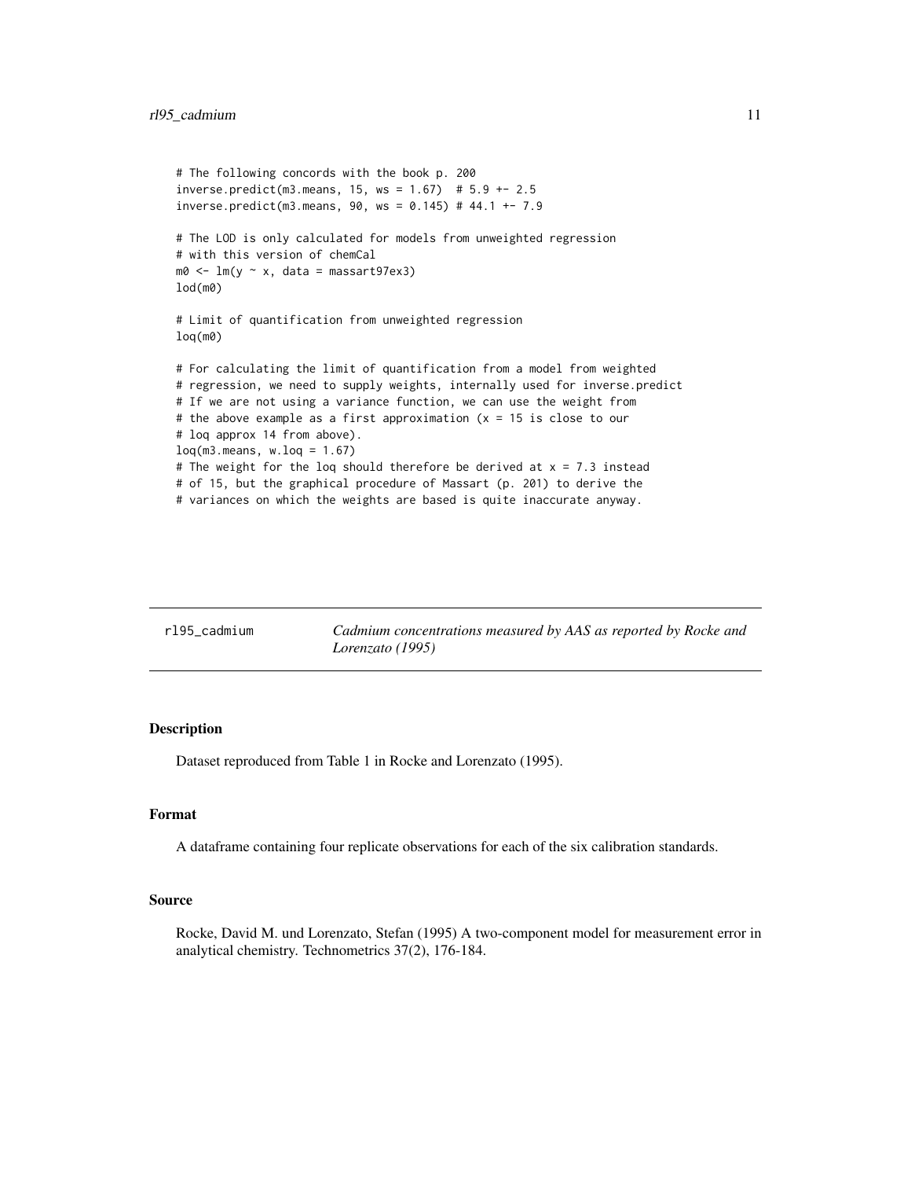```
# The following concords with the book p. 200
inverse.predict(m3.means, 15, ws = 1.67)  # 5.9 +- 2.5
inverse.predict(m3.means, 90, ws = 0.145) # 44.1 +- 7.9

# The LOD is only calculated for models from unweighted regression
# with this version of chemCal
m0 <- lm(y ~ x, data = massart97ex3)
lod(m0)

# Limit of quantification from unweighted regression
loq(m0)

# For calculating the limit of quantification from a model from weighted
# regression, we need to supply weights, internally used for inverse.predict
# If we are not using a variance function, we can use the weight from
# the above example as a first approximation (x = 15 is close to our
# loq approx 14 from above).
loq(m3.means, w.loq = 1.67)
# The weight for the loq should therefore be derived at x = 7.3 instead
# of 15, but the graphical procedure of Massart (p. 201) to derive the
# variances on which the weights are based is quite inaccurate anyway.
```

---

## rl95_cadmium — *Cadmium concentrations measured by AAS as reported by Rocke and Lorenzato (1995)*

---

### Description

Dataset reproduced from Table 1 in Rocke and Lorenzato (1995).

### Format

A dataframe containing four replicate observations for each of the six calibration standards.

### Source

Rocke, David M. und Lorenzato, Stefan (1995) A two-component model for measurement error in analytical chemistry. Technometrics 37(2), 176-184.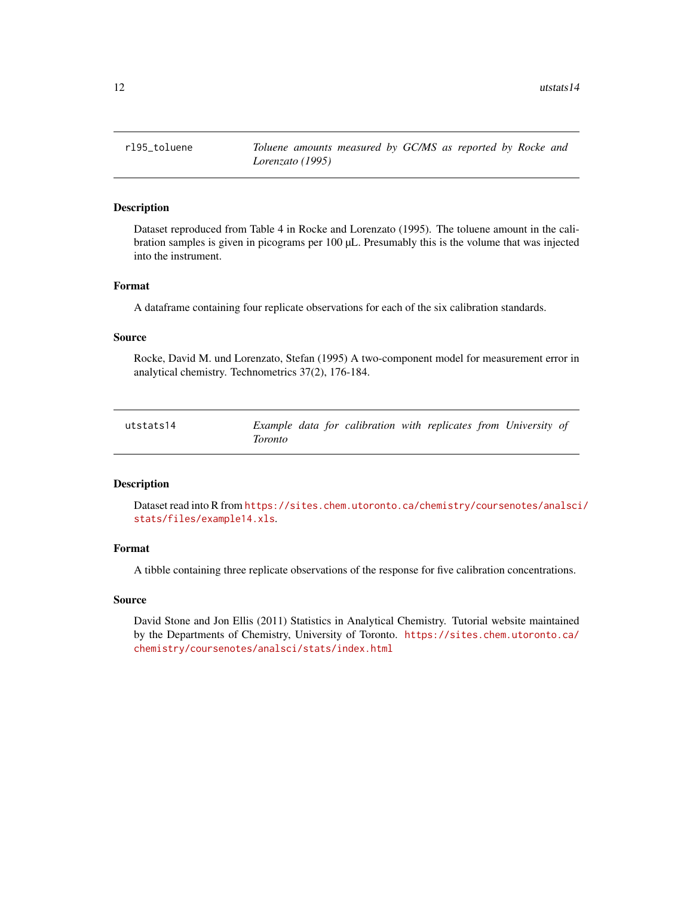## rl95_toluene — *Toluene amounts measured by GC/MS as reported by Rocke and Lorenzato (1995)*

### Description

Dataset reproduced from Table 4 in Rocke and Lorenzato (1995). The toluene amount in the calibration samples is given in picograms per 100 µL. Presumably this is the volume that was injected into the instrument.

### Format

A dataframe containing four replicate observations for each of the six calibration standards.

### Source

Rocke, David M. und Lorenzato, Stefan (1995) A two-component model for measurement error in analytical chemistry. Technometrics 37(2), 176-184.

## utstats14 — *Example data for calibration with replicates from University of Toronto*

### Description

Dataset read into R from https://sites.chem.utoronto.ca/chemistry/coursenotes/analsci/stats/files/example14.xls.

### Format

A tibble containing three replicate observations of the response for five calibration concentrations.

### Source

David Stone and Jon Ellis (2011) Statistics in Analytical Chemistry. Tutorial website maintained by the Departments of Chemistry, University of Toronto. https://sites.chem.utoronto.ca/chemistry/coursenotes/analsci/stats/index.html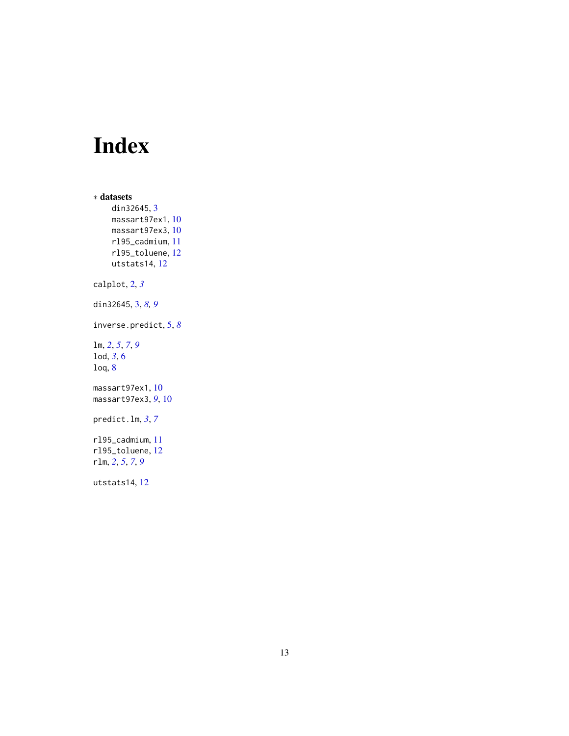# Index

∗ **datasets**

- din32645, 3
- massart97ex1, 10
- massart97ex3, 10
- rl95_cadmium, 11
- rl95_toluene, 12
- utstats14, 12

calplot, 2, *3*

din32645, 3, *8, 9*

inverse.predict, 5, *8*

lm, *2*, *5*, *7*, *9*
lod, *3*, 6
loq, 8

massart97ex1, 10
massart97ex3, *9*, 10

predict.lm, *3*, *7*

rl95_cadmium, 11
rl95_toluene, 12
rlm, *2*, *5*, *7*, *9*

utstats14, 12